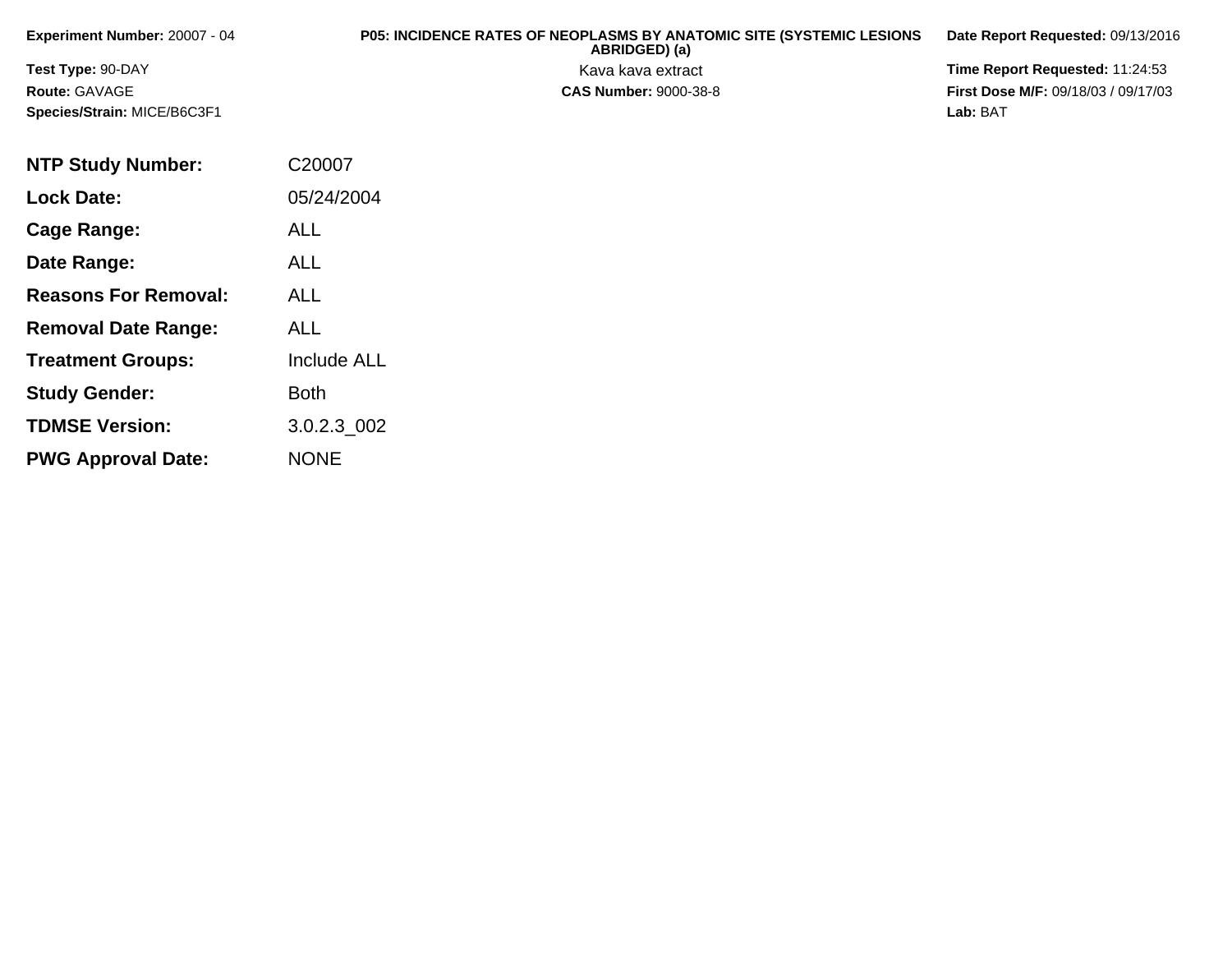**Experiment Number:** 20007 - 04

**Test Type:** 90-DAY

**Route:** GAVAGE

**Species/Strain:** MICE/B6C3F1

**P05: INCIDENCE RATES OF NEOPLASMS BY ANATOMIC SITE (SYSTEMIC LESIONS ABRIDGED) (a)**

Kava kava extract

**CAS Number:** 9000-38-8

**Date Report Requested:** 09/13/2016

**Time Report Requested:** 11:24:53

**First Dose M/F:** 09/18/03 / 09/17/03

**Lab:** BAT

| | |
|---|---|
| **NTP Study Number:** | C20007 |
| **Lock Date:** | 05/24/2004 |
| **Cage Range:** | ALL |
| **Date Range:** | ALL |
| **Reasons For Removal:** | ALL |
| **Removal Date Range:** | ALL |
| **Treatment Groups:** | Include ALL |
| **Study Gender:** | Both |
| **TDMSE Version:** | 3.0.2.3_002 |
| **PWG Approval Date:** | NONE |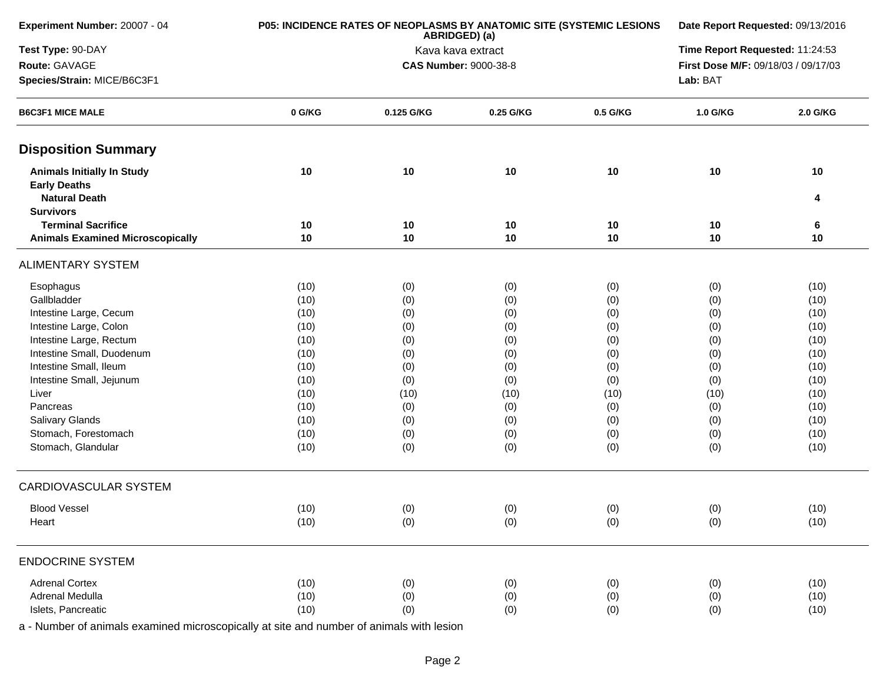**Experiment Number:** 20007 - 04

**Test Type:** 90-DAY

**Route:** GAVAGE

**Species/Strain:** MICE/B6C3F1

**P05: INCIDENCE RATES OF NEOPLASMS BY ANATOMIC SITE (SYSTEMIC LESIONS ABRIDGED) (a)**

Kava kava extract

**CAS Number:** 9000-38-8

**Date Report Requested:** 09/13/2016

**Time Report Requested:** 11:24:53

**First Dose M/F:** 09/18/03 / 09/17/03

**Lab:** BAT

| B6C3F1 MICE MALE | 0 G/KG | 0.125 G/KG | 0.25 G/KG | 0.5 G/KG | 1.0 G/KG | 2.0 G/KG |
|---|---|---|---|---|---|---|
| **Disposition Summary** | | | | | | |
| **Animals Initially In Study** | 10 | 10 | 10 | 10 | 10 | 10 |
| **Early Deaths** | | | | | | |
| **Natural Death** | | | | | | 4 |
| **Survivors** | | | | | | |
| **Terminal Sacrifice** | 10 | 10 | 10 | 10 | 10 | 6 |
| **Animals Examined Microscopically** | 10 | 10 | 10 | 10 | 10 | 10 |
| ALIMENTARY SYSTEM | | | | | | |
| Esophagus | (10) | (0) | (0) | (0) | (0) | (10) |
| Gallbladder | (10) | (0) | (0) | (0) | (0) | (10) |
| Intestine Large, Cecum | (10) | (0) | (0) | (0) | (0) | (10) |
| Intestine Large, Colon | (10) | (0) | (0) | (0) | (0) | (10) |
| Intestine Large, Rectum | (10) | (0) | (0) | (0) | (0) | (10) |
| Intestine Small, Duodenum | (10) | (0) | (0) | (0) | (0) | (10) |
| Intestine Small, Ileum | (10) | (0) | (0) | (0) | (0) | (10) |
| Intestine Small, Jejunum | (10) | (0) | (0) | (0) | (0) | (10) |
| Liver | (10) | (10) | (10) | (10) | (10) | (10) |
| Pancreas | (10) | (0) | (0) | (0) | (0) | (10) |
| Salivary Glands | (10) | (0) | (0) | (0) | (0) | (10) |
| Stomach, Forestomach | (10) | (0) | (0) | (0) | (0) | (10) |
| Stomach, Glandular | (10) | (0) | (0) | (0) | (0) | (10) |
| CARDIOVASCULAR SYSTEM | | | | | | |
| Blood Vessel | (10) | (0) | (0) | (0) | (0) | (10) |
| Heart | (10) | (0) | (0) | (0) | (0) | (10) |
| ENDOCRINE SYSTEM | | | | | | |
| Adrenal Cortex | (10) | (0) | (0) | (0) | (0) | (10) |
| Adrenal Medulla | (10) | (0) | (0) | (0) | (0) | (10) |
| Islets, Pancreatic | (10) | (0) | (0) | (0) | (0) | (10) |

a - Number of animals examined microscopically at site and number of animals with lesion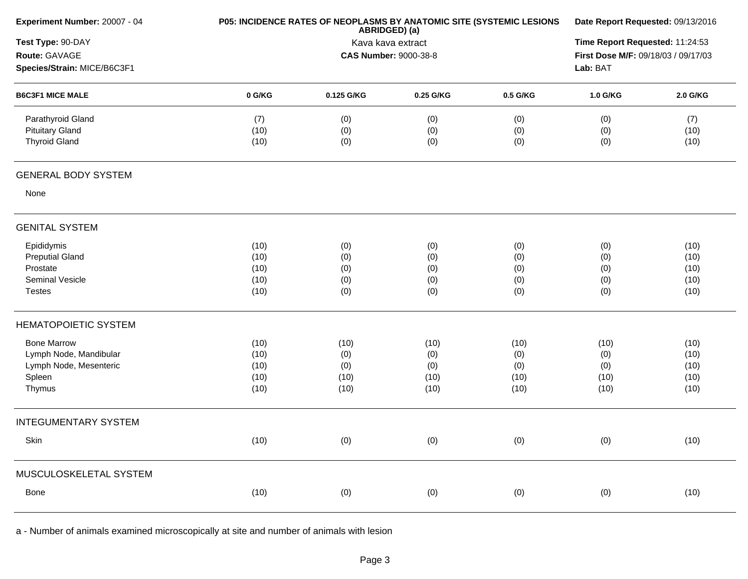| Experiment Number: 20007 - 04 | P05: INCIDENCE RATES OF NEOPLASMS BY ANATOMIC SITE (SYSTEMIC LESIONS ABRIDGED) (a) | Date Report Requested: 09/13/2016 |
|---|---|---|
| Test Type: 90-DAY | Kava kava extract | Time Report Requested: 11:24:53 |
| Route: GAVAGE | CAS Number: 9000-38-8 | First Dose M/F: 09/18/03 / 09/17/03 |
| Species/Strain: MICE/B6C3F1 | | Lab: BAT |

| B6C3F1 MICE MALE | 0 G/KG | 0.125 G/KG | 0.25 G/KG | 0.5 G/KG | 1.0 G/KG | 2.0 G/KG |
|---|---|---|---|---|---|---|
| Parathyroid Gland | (7) | (0) | (0) | (0) | (0) | (7) |
| Pituitary Gland | (10) | (0) | (0) | (0) | (0) | (10) |
| Thyroid Gland | (10) | (0) | (0) | (0) | (0) | (10) |
| **GENERAL BODY SYSTEM** | | | | | | |
| None | | | | | | |
| **GENITAL SYSTEM** | | | | | | |
| Epididymis | (10) | (0) | (0) | (0) | (0) | (10) |
| Preputial Gland | (10) | (0) | (0) | (0) | (0) | (10) |
| Prostate | (10) | (0) | (0) | (0) | (0) | (10) |
| Seminal Vesicle | (10) | (0) | (0) | (0) | (0) | (10) |
| Testes | (10) | (0) | (0) | (0) | (0) | (10) |
| **HEMATOPOIETIC SYSTEM** | | | | | | |
| Bone Marrow | (10) | (10) | (10) | (10) | (10) | (10) |
| Lymph Node, Mandibular | (10) | (0) | (0) | (0) | (0) | (10) |
| Lymph Node, Mesenteric | (10) | (0) | (0) | (0) | (0) | (10) |
| Spleen | (10) | (10) | (10) | (10) | (10) | (10) |
| Thymus | (10) | (10) | (10) | (10) | (10) | (10) |
| **INTEGUMENTARY SYSTEM** | | | | | | |
| Skin | (10) | (0) | (0) | (0) | (0) | (10) |
| **MUSCULOSKELETAL SYSTEM** | | | | | | |
| Bone | (10) | (0) | (0) | (0) | (0) | (10) |

a - Number of animals examined microscopically at site and number of animals with lesion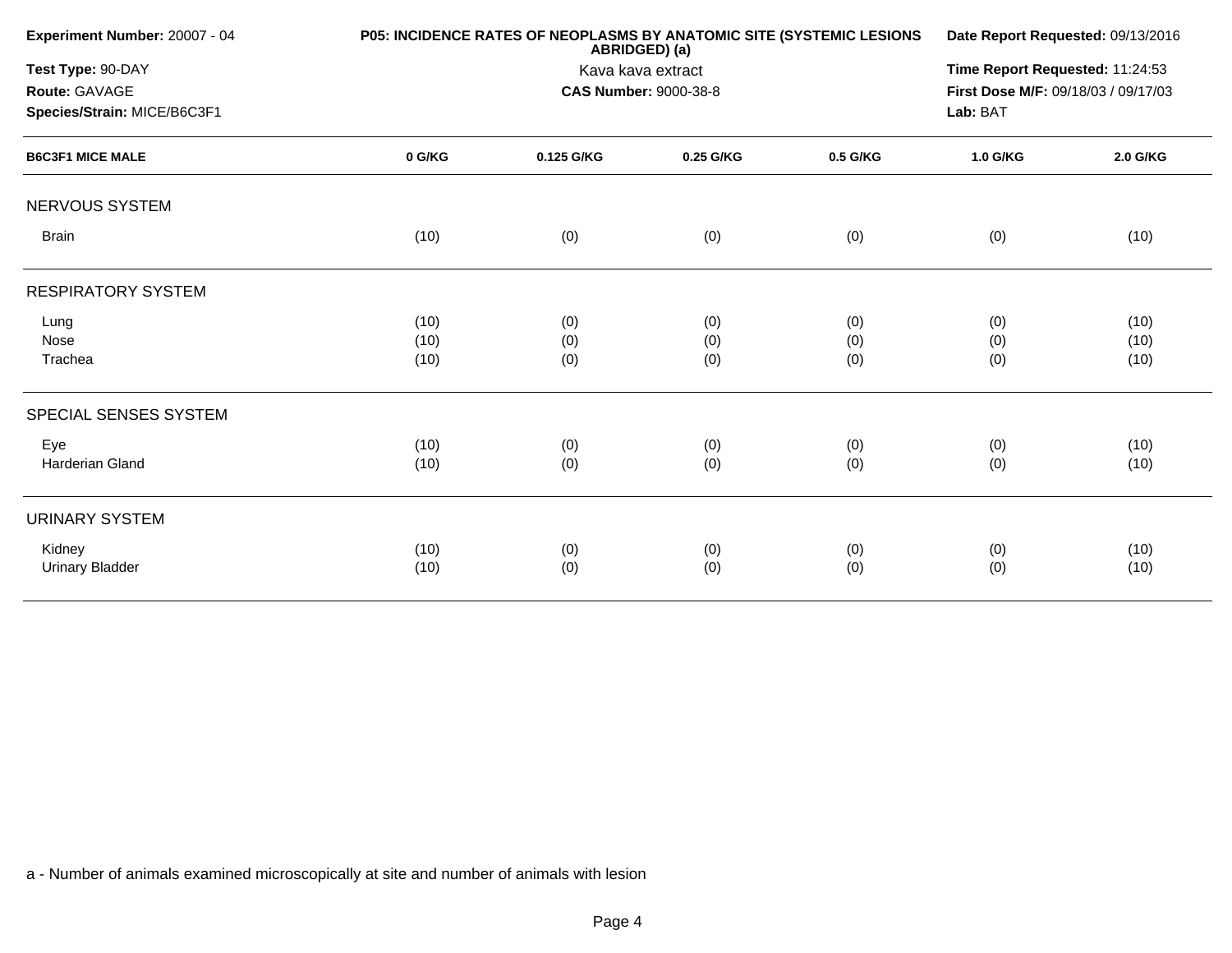**Experiment Number:** 20007 - 04

**Test Type:** 90-DAY

**Route:** GAVAGE

**Species/Strain:** MICE/B6C3F1

**P05: INCIDENCE RATES OF NEOPLASMS BY ANATOMIC SITE (SYSTEMIC LESIONS ABRIDGED) (a)**

Kava kava extract

**CAS Number:** 9000-38-8

**Date Report Requested:** 09/13/2016

**Time Report Requested:** 11:24:53

**First Dose M/F:** 09/18/03 / 09/17/03

**Lab:** BAT

| B6C3F1 MICE MALE | 0 G/KG | 0.125 G/KG | 0.25 G/KG | 0.5 G/KG | 1.0 G/KG | 2.0 G/KG |
|---|---|---|---|---|---|---|
| NERVOUS SYSTEM | | | | | | |
| Brain | (10) | (0) | (0) | (0) | (0) | (10) |
| RESPIRATORY SYSTEM | | | | | | |
| Lung | (10) | (0) | (0) | (0) | (0) | (10) |
| Nose | (10) | (0) | (0) | (0) | (0) | (10) |
| Trachea | (10) | (0) | (0) | (0) | (0) | (10) |
| SPECIAL SENSES SYSTEM | | | | | | |
| Eye | (10) | (0) | (0) | (0) | (0) | (10) |
| Harderian Gland | (10) | (0) | (0) | (0) | (0) | (10) |
| URINARY SYSTEM | | | | | | |
| Kidney | (10) | (0) | (0) | (0) | (0) | (10) |
| Urinary Bladder | (10) | (0) | (0) | (0) | (0) | (10) |

a - Number of animals examined microscopically at site and number of animals with lesion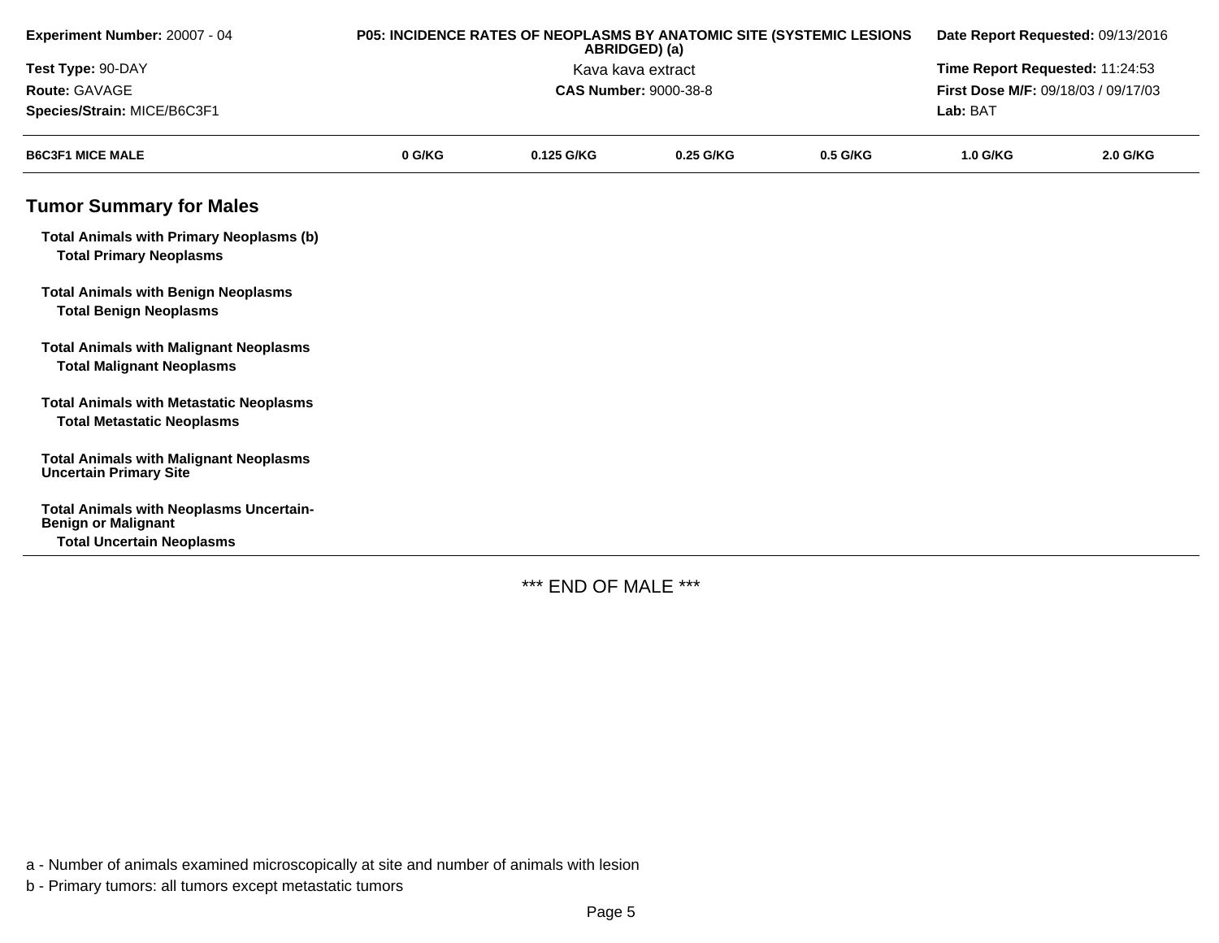| Experiment Number: 20007 - 04 | P05: INCIDENCE RATES OF NEOPLASMS BY ANATOMIC SITE (SYSTEMIC LESIONS ABRIDGED) (a) | Date Report Requested: 09/13/2016 |
|---|---|---|
| Test Type: 90-DAY | Kava kava extract | Time Report Requested: 11:24:53 |
| Route: GAVAGE | CAS Number: 9000-38-8 | First Dose M/F: 09/18/03 / 09/17/03 |
| Species/Strain: MICE/B6C3F1 | | Lab: BAT |

| B6C3F1 MICE MALE | 0 G/KG | 0.125 G/KG | 0.25 G/KG | 0.5 G/KG | 1.0 G/KG | 2.0 G/KG |
|---|---|---|---|---|---|---|
| **Tumor Summary for Males** | | | | | | |
| **Total Animals with Primary Neoplasms (b)** | | | | | | |
| **Total Primary Neoplasms** | | | | | | |
| **Total Animals with Benign Neoplasms** | | | | | | |
| **Total Benign Neoplasms** | | | | | | |
| **Total Animals with Malignant Neoplasms** | | | | | | |
| **Total Malignant Neoplasms** | | | | | | |
| **Total Animals with Metastatic Neoplasms** | | | | | | |
| **Total Metastatic Neoplasms** | | | | | | |
| **Total Animals with Malignant Neoplasms Uncertain Primary Site** | | | | | | |
| **Total Animals with Neoplasms Uncertain-Benign or Malignant** | | | | | | |
| **Total Uncertain Neoplasms** | | | | | | |

*** END OF MALE ***

a - Number of animals examined microscopically at site and number of animals with lesion

b - Primary tumors: all tumors except metastatic tumors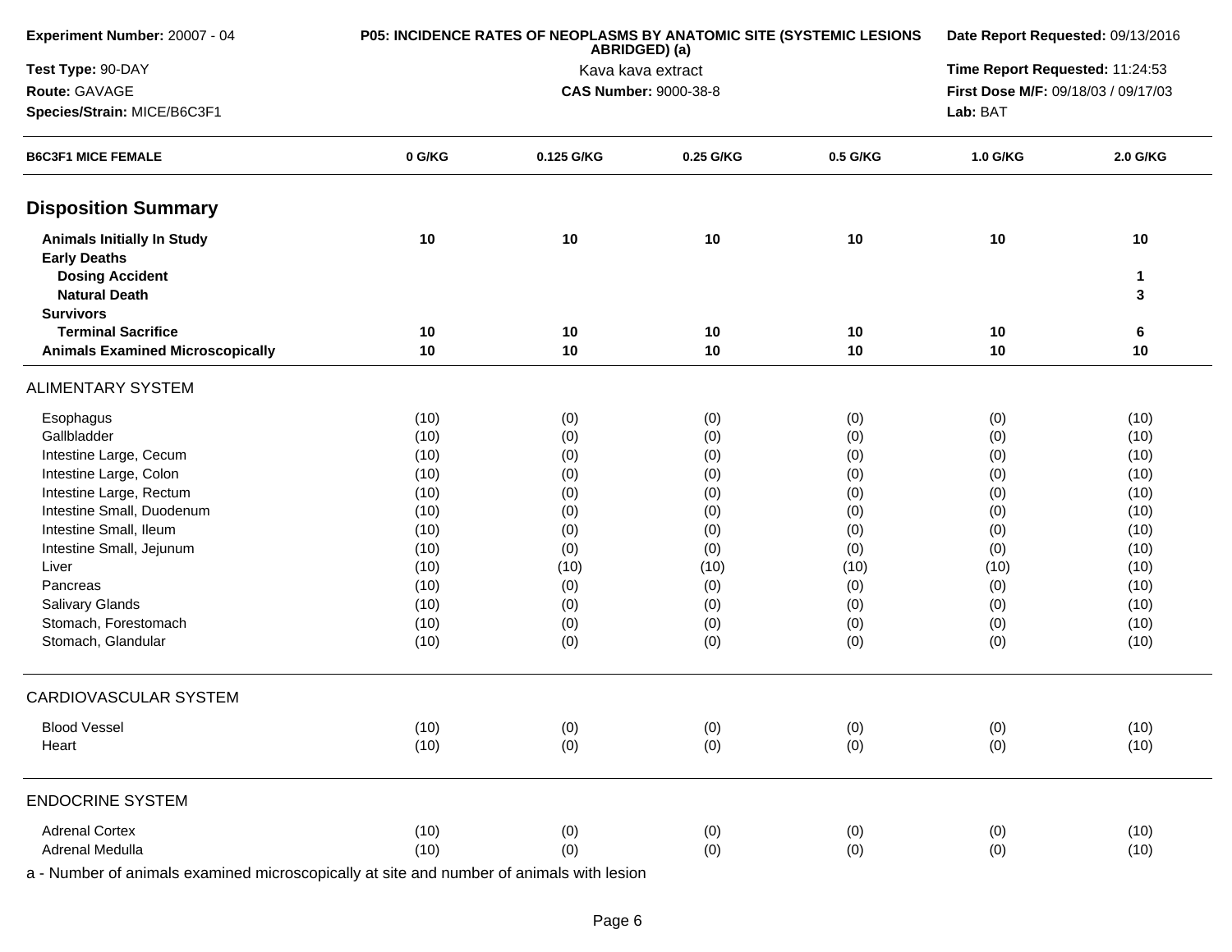**Experiment Number:** 20007 - 04
**Test Type:** 90-DAY
**Route:** GAVAGE
**Species/Strain:** MICE/B6C3F1

**P05: INCIDENCE RATES OF NEOPLASMS BY ANATOMIC SITE (SYSTEMIC LESIONS ABRIDGED) (a)**
Kava kava extract
**CAS Number:** 9000-38-8

**Date Report Requested:** 09/13/2016
**Time Report Requested:** 11:24:53
**First Dose M/F:** 09/18/03 / 09/17/03
**Lab:** BAT

| B6C3F1 MICE FEMALE | 0 G/KG | 0.125 G/KG | 0.25 G/KG | 0.5 G/KG | 1.0 G/KG | 2.0 G/KG |
|---|---|---|---|---|---|---|
| **Disposition Summary** | | | | | | |
| **Animals Initially In Study** | **10** | **10** | **10** | **10** | **10** | **10** |
| **Early Deaths** | | | | | | |
| **Dosing Accident** | | | | | | **1** |
| **Natural Death** | | | | | | **3** |
| **Survivors** | | | | | | |
| **Terminal Sacrifice** | **10** | **10** | **10** | **10** | **10** | **6** |
| **Animals Examined Microscopically** | **10** | **10** | **10** | **10** | **10** | **10** |
| ALIMENTARY SYSTEM | | | | | | |
| Esophagus | (10) | (0) | (0) | (0) | (0) | (10) |
| Gallbladder | (10) | (0) | (0) | (0) | (0) | (10) |
| Intestine Large, Cecum | (10) | (0) | (0) | (0) | (0) | (10) |
| Intestine Large, Colon | (10) | (0) | (0) | (0) | (0) | (10) |
| Intestine Large, Rectum | (10) | (0) | (0) | (0) | (0) | (10) |
| Intestine Small, Duodenum | (10) | (0) | (0) | (0) | (0) | (10) |
| Intestine Small, Ileum | (10) | (0) | (0) | (0) | (0) | (10) |
| Intestine Small, Jejunum | (10) | (0) | (0) | (0) | (0) | (10) |
| Liver | (10) | (10) | (10) | (10) | (10) | (10) |
| Pancreas | (10) | (0) | (0) | (0) | (0) | (10) |
| Salivary Glands | (10) | (0) | (0) | (0) | (0) | (10) |
| Stomach, Forestomach | (10) | (0) | (0) | (0) | (0) | (10) |
| Stomach, Glandular | (10) | (0) | (0) | (0) | (0) | (10) |
| CARDIOVASCULAR SYSTEM | | | | | | |
| Blood Vessel | (10) | (0) | (0) | (0) | (0) | (10) |
| Heart | (10) | (0) | (0) | (0) | (0) | (10) |
| ENDOCRINE SYSTEM | | | | | | |
| Adrenal Cortex | (10) | (0) | (0) | (0) | (0) | (10) |
| Adrenal Medulla | (10) | (0) | (0) | (0) | (0) | (10) |

a - Number of animals examined microscopically at site and number of animals with lesion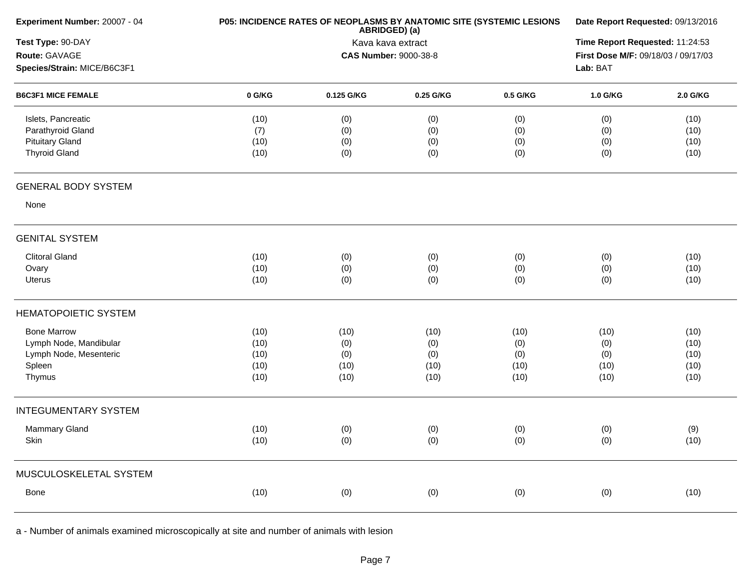**Experiment Number:** 20007 - 04

**Test Type:** 90-DAY

**Route:** GAVAGE

**Species/Strain:** MICE/B6C3F1

**P05: INCIDENCE RATES OF NEOPLASMS BY ANATOMIC SITE (SYSTEMIC LESIONS ABRIDGED) (a)**

Kava kava extract

**CAS Number:** 9000-38-8

**Date Report Requested:** 09/13/2016

**Time Report Requested:** 11:24:53

**First Dose M/F:** 09/18/03 / 09/17/03

**Lab:** BAT

| B6C3F1 MICE FEMALE | 0 G/KG | 0.125 G/KG | 0.25 G/KG | 0.5 G/KG | 1.0 G/KG | 2.0 G/KG |
|---|---|---|---|---|---|---|
| Islets, Pancreatic | (10) | (0) | (0) | (0) | (0) | (10) |
| Parathyroid Gland | (7) | (0) | (0) | (0) | (0) | (10) |
| Pituitary Gland | (10) | (0) | (0) | (0) | (0) | (10) |
| Thyroid Gland | (10) | (0) | (0) | (0) | (0) | (10) |
| GENERAL BODY SYSTEM | | | | | | |
| None | | | | | | |
| GENITAL SYSTEM | | | | | | |
| Clitoral Gland | (10) | (0) | (0) | (0) | (0) | (10) |
| Ovary | (10) | (0) | (0) | (0) | (0) | (10) |
| Uterus | (10) | (0) | (0) | (0) | (0) | (10) |
| HEMATOPOIETIC SYSTEM | | | | | | |
| Bone Marrow | (10) | (10) | (10) | (10) | (10) | (10) |
| Lymph Node, Mandibular | (10) | (0) | (0) | (0) | (0) | (10) |
| Lymph Node, Mesenteric | (10) | (0) | (0) | (0) | (0) | (10) |
| Spleen | (10) | (10) | (10) | (10) | (10) | (10) |
| Thymus | (10) | (10) | (10) | (10) | (10) | (10) |
| INTEGUMENTARY SYSTEM | | | | | | |
| Mammary Gland | (10) | (0) | (0) | (0) | (0) | (9) |
| Skin | (10) | (0) | (0) | (0) | (0) | (10) |
| MUSCULOSKELETAL SYSTEM | | | | | | |
| Bone | (10) | (0) | (0) | (0) | (0) | (10) |

a - Number of animals examined microscopically at site and number of animals with lesion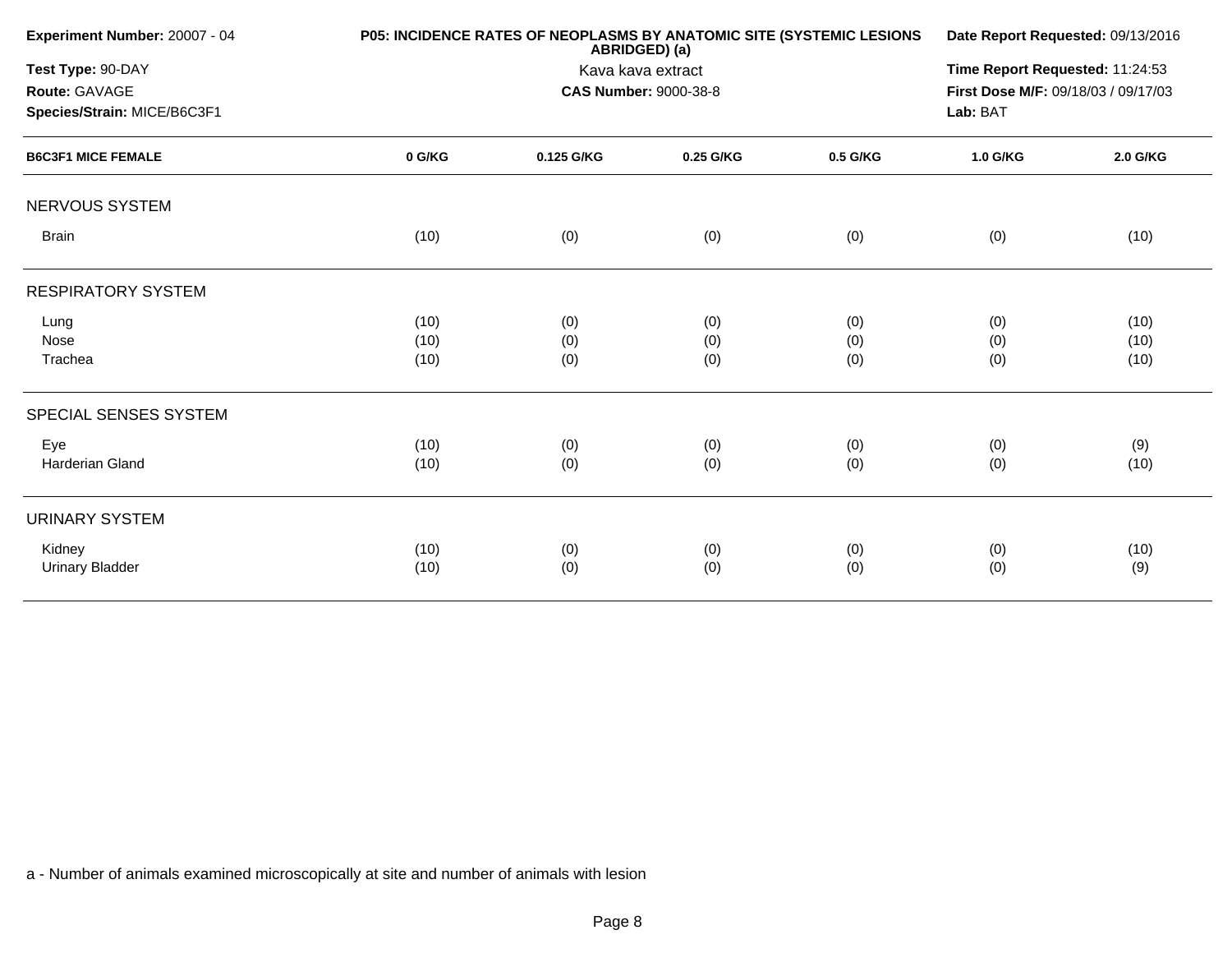**Experiment Number:** 20007 - 04
**Test Type:** 90-DAY
**Route:** GAVAGE
**Species/Strain:** MICE/B6C3F1

**P05: INCIDENCE RATES OF NEOPLASMS BY ANATOMIC SITE (SYSTEMIC LESIONS ABRIDGED) (a)**
Kava kava extract
**CAS Number:** 9000-38-8

**Date Report Requested:** 09/13/2016
**Time Report Requested:** 11:24:53
**First Dose M/F:** 09/18/03 / 09/17/03
**Lab:** BAT

| B6C3F1 MICE FEMALE | 0 G/KG | 0.125 G/KG | 0.25 G/KG | 0.5 G/KG | 1.0 G/KG | 2.0 G/KG |
|---|---|---|---|---|---|---|
| NERVOUS SYSTEM | | | | | | |
| Brain | (10) | (0) | (0) | (0) | (0) | (10) |
| RESPIRATORY SYSTEM | | | | | | |
| Lung | (10) | (0) | (0) | (0) | (0) | (10) |
| Nose | (10) | (0) | (0) | (0) | (0) | (10) |
| Trachea | (10) | (0) | (0) | (0) | (0) | (10) |
| SPECIAL SENSES SYSTEM | | | | | | |
| Eye | (10) | (0) | (0) | (0) | (0) | (9) |
| Harderian Gland | (10) | (0) | (0) | (0) | (0) | (10) |
| URINARY SYSTEM | | | | | | |
| Kidney | (10) | (0) | (0) | (0) | (0) | (10) |
| Urinary Bladder | (10) | (0) | (0) | (0) | (0) | (9) |

a - Number of animals examined microscopically at site and number of animals with lesion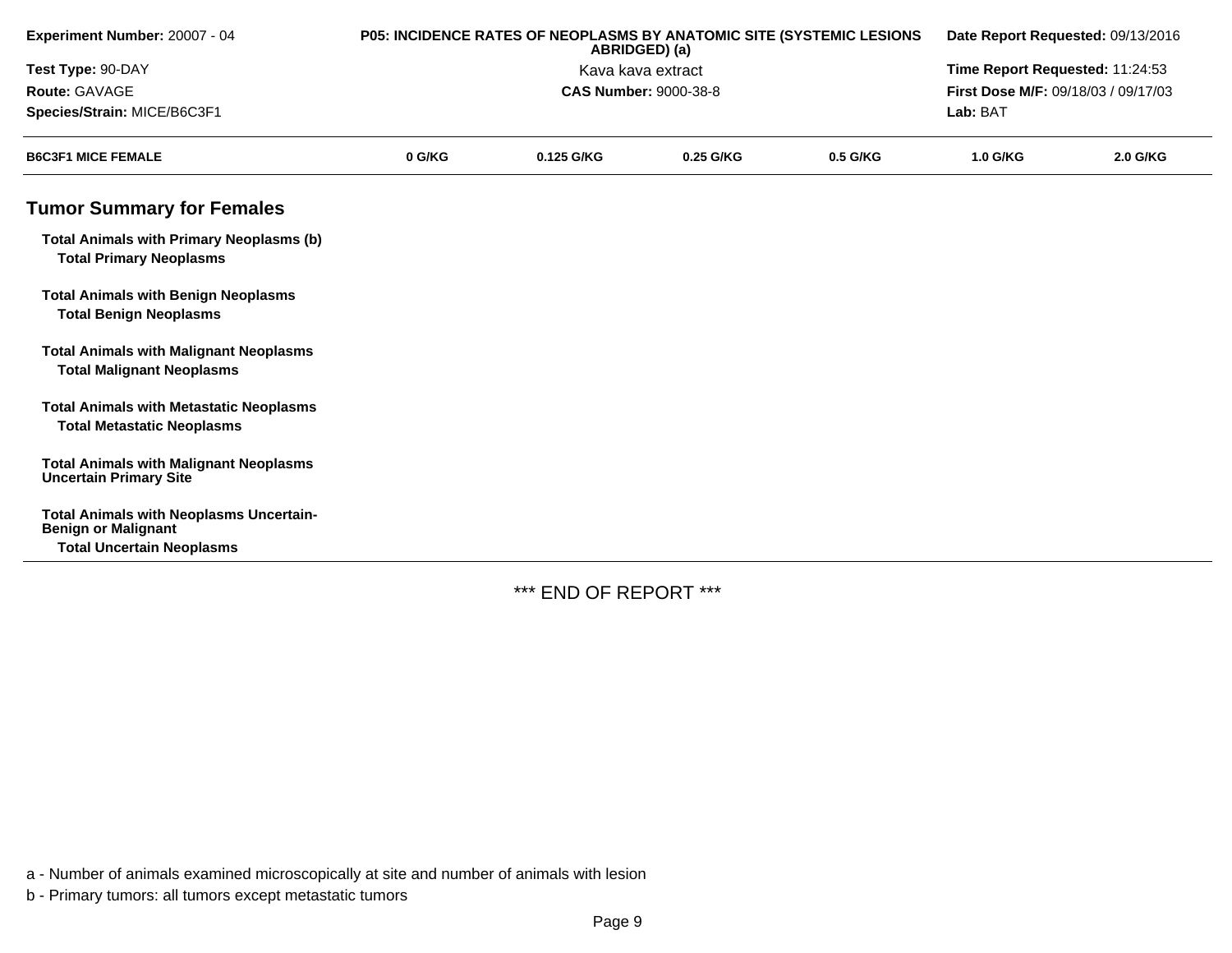| Experiment Number: 20007 - 04 | P05: INCIDENCE RATES OF NEOPLASMS BY ANATOMIC SITE (SYSTEMIC LESIONS ABRIDGED) (a) | Date Report Requested: 09/13/2016 |
|---|---|---|
| Test Type: 90-DAY | Kava kava extract | Time Report Requested: 11:24:53 |
| Route: GAVAGE | CAS Number: 9000-38-8 | First Dose M/F: 09/18/03 / 09/17/03 |
| Species/Strain: MICE/B6C3F1 | | Lab: BAT |

| B6C3F1 MICE FEMALE | 0 G/KG | 0.125 G/KG | 0.25 G/KG | 0.5 G/KG | 1.0 G/KG | 2.0 G/KG |
|---|---|---|---|---|---|---|
| **Tumor Summary for Females** | | | | | | |
| **Total Animals with Primary Neoplasms (b)** | | | | | | |
| **Total Primary Neoplasms** | | | | | | |
| **Total Animals with Benign Neoplasms** | | | | | | |
| **Total Benign Neoplasms** | | | | | | |
| **Total Animals with Malignant Neoplasms** | | | | | | |
| **Total Malignant Neoplasms** | | | | | | |
| **Total Animals with Metastatic Neoplasms** | | | | | | |
| **Total Metastatic Neoplasms** | | | | | | |
| **Total Animals with Malignant Neoplasms Uncertain Primary Site** | | | | | | |
| **Total Animals with Neoplasms Uncertain-Benign or Malignant** | | | | | | |
| **Total Uncertain Neoplasms** | | | | | | |

*** END OF REPORT ***

a - Number of animals examined microscopically at site and number of animals with lesion

b - Primary tumors: all tumors except metastatic tumors